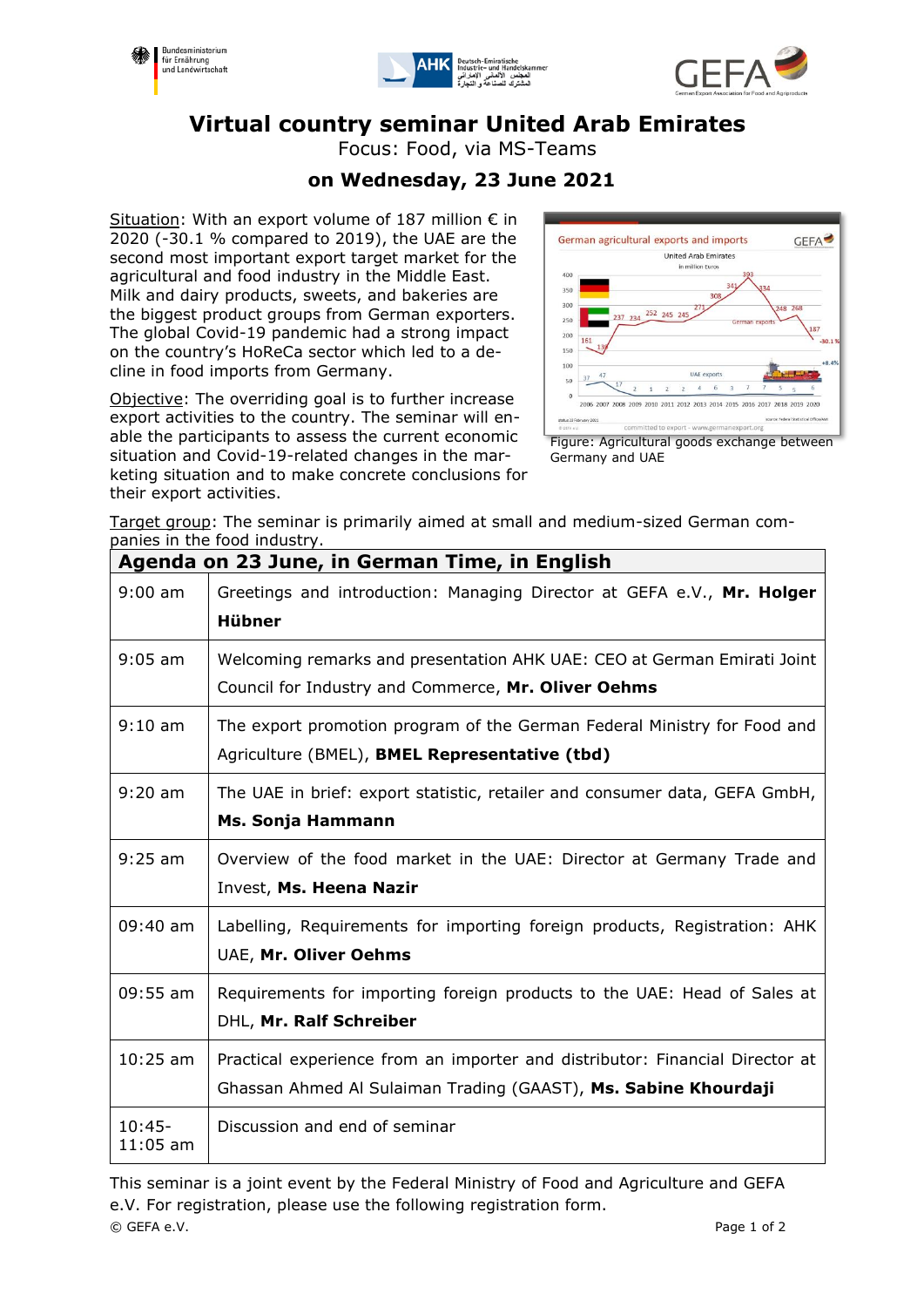# Virtual country seminar United Arab Emirates

Focus: Food, via MS-Teams

## on Wednesday, 23 June 2021

Situation: With an export volume of 187 million € in 2020 (-30.1 % compared to 2019), the UAE are the second most important export target market for the agricultural and food industry in the Middle East. Milk and dairy products, sweets, and bakeries are the biggest product groups from German exporters. The global Covid-19 pandemic had a strong impact on the country's HoReCa sector which led to a decline in food imports from Germany.

Objective: The overriding goal is to further increase export activities to the country. The seminar will enable the participants to assess the current economic situation and Covid-19-related changes in the marketing situation and to make concrete conclusions for their export activities.

Figure: Agricultural goods exchange between Germany and UAE

Target group: The seminar is primarily aimed at small and medium-sized German companies in the food industry.

| Agenda on 23 June, in German Time, in English | |
|---|---|
| 9:00 am | Greetings and introduction: Managing Director at GEFA e.V., **Mr. Holger Hübner** |
| 9:05 am | Welcoming remarks and presentation AHK UAE: CEO at German Emirati Joint Council for Industry and Commerce, **Mr. Oliver Oehms** |
| 9:10 am | The export promotion program of the German Federal Ministry for Food and Agriculture (BMEL), **BMEL Representative (tbd)** |
| 9:20 am | The UAE in brief: export statistic, retailer and consumer data, GEFA GmbH, **Ms. Sonja Hammann** |
| 9:25 am | Overview of the food market in the UAE: Director at Germany Trade and Invest, **Ms. Heena Nazir** |
| 09:40 am | Labelling, Requirements for importing foreign products, Registration: AHK UAE, **Mr. Oliver Oehms** |
| 09:55 am | Requirements for importing foreign products to the UAE: Head of Sales at DHL, **Mr. Ralf Schreiber** |
| 10:25 am | Practical experience from an importer and distributor: Financial Director at Ghassan Ahmed Al Sulaiman Trading (GAAST), **Ms. Sabine Khourdaji** |
| 10:45-11:05 am | Discussion and end of seminar |

This seminar is a joint event by the Federal Ministry of Food and Agriculture and GEFA e.V. For registration, please use the following registration form.

© GEFA e.V.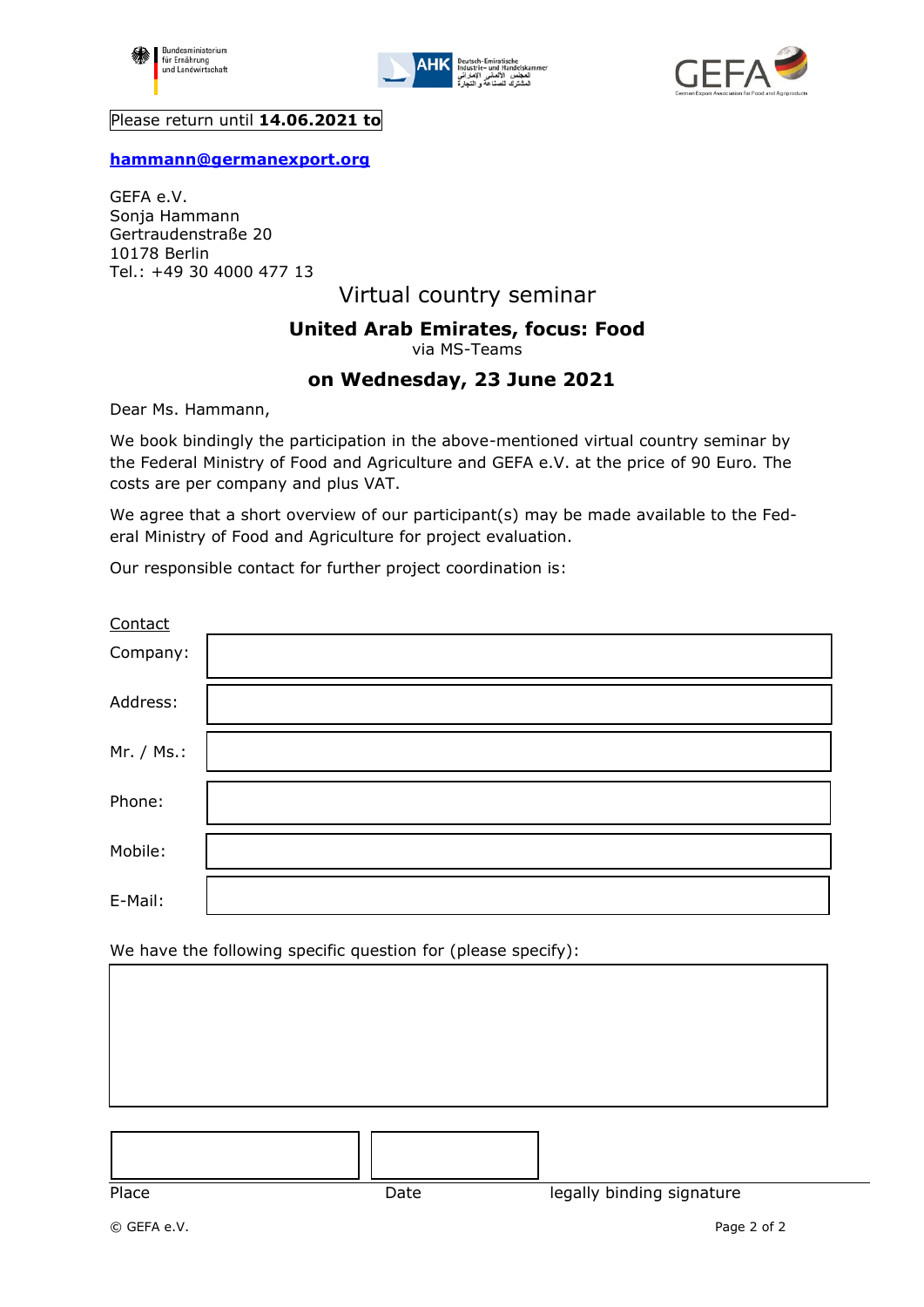Please return until **14.06.2021 to**

**hammann@germanexport.org**

GEFA e.V.
Sonja Hammann
Gertraudenstraße 20
10178 Berlin
Tel.: +49 30 4000 477 13

# Virtual country seminar

## United Arab Emirates, focus: Food

via MS-Teams

## on Wednesday, 23 June 2021

Dear Ms. Hammann,

We book bindingly the participation in the above-mentioned virtual country seminar by the Federal Ministry of Food and Agriculture and GEFA e.V. at the price of 90 Euro. The costs are per company and plus VAT.

We agree that a short overview of our participant(s) may be made available to the Federal Ministry of Food and Agriculture for project evaluation.

Our responsible contact for further project coordination is:

Contact

| | |
|---|---|
| Company: | |
| Address: | |
| Mr. / Ms.: | |
| Phone: | |
| Mobile: | |
| E-Mail: | |

We have the following specific question for (please specify):

| |
|---|
| |

| | | |
|---|---|---|
| | | |
| Place | Date | legally binding signature |

© GEFA e.V.